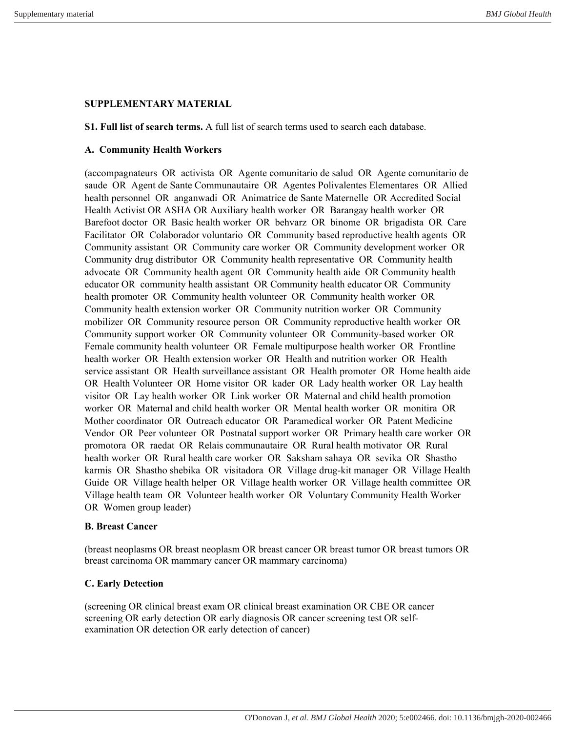**SUPPLEMENTARY MATERIAL**

**S1. Full list of search terms.** A full list of search terms used to search each database.

**A. Community Health Workers**

(accompagnateurs OR activista OR Agente comunitario de salud OR Agente comunitario de saude OR Agent de Sante Communautaire OR Agentes Polivalentes Elementares OR Allied health personnel OR anganwadi OR Animatrice de Sante Maternelle OR Accredited Social Health Activist OR ASHA OR Auxiliary health worker OR Barangay health worker OR Barefoot doctor OR Basic health worker OR behvarz OR binome OR brigadista OR Care Facilitator OR Colaborador voluntario OR Community based reproductive health agents OR Community assistant OR Community care worker OR Community development worker OR Community drug distributor OR Community health representative OR Community health advocate OR Community health agent OR Community health aide OR Community health educator OR community health assistant OR Community health educator OR Community health promoter OR Community health volunteer OR Community health worker OR Community health extension worker OR Community nutrition worker OR Community mobilizer OR Community resource person OR Community reproductive health worker OR Community support worker OR Community volunteer OR Community-based worker OR Female community health volunteer OR Female multipurpose health worker OR Frontline health worker OR Health extension worker OR Health and nutrition worker OR Health service assistant OR Health surveillance assistant OR Health promoter OR Home health aide OR Health Volunteer OR Home visitor OR kader OR Lady health worker OR Lay health visitor OR Lay health worker OR Link worker OR Maternal and child health promotion worker OR Maternal and child health worker OR Mental health worker OR monitira OR Mother coordinator OR Outreach educator OR Paramedical worker OR Patent Medicine Vendor OR Peer volunteer OR Postnatal support worker OR Primary health care worker OR promotora OR raedat OR Relais communautaire OR Rural health motivator OR Rural health worker OR Rural health care worker OR Saksham sahaya OR sevika OR Shastho karmis OR Shastho shebika OR visitadora OR Village drug-kit manager OR Village Health Guide OR Village health helper OR Village health worker OR Village health committee OR Village health team OR Volunteer health worker OR Voluntary Community Health Worker OR Women group leader)

**B. Breast Cancer**

(breast neoplasms OR breast neoplasm OR breast cancer OR breast tumor OR breast tumors OR breast carcinoma OR mammary cancer OR mammary carcinoma)

**C. Early Detection**

(screening OR clinical breast exam OR clinical breast examination OR CBE OR cancer screening OR early detection OR early diagnosis OR cancer screening test OR self-examination OR detection OR early detection of cancer)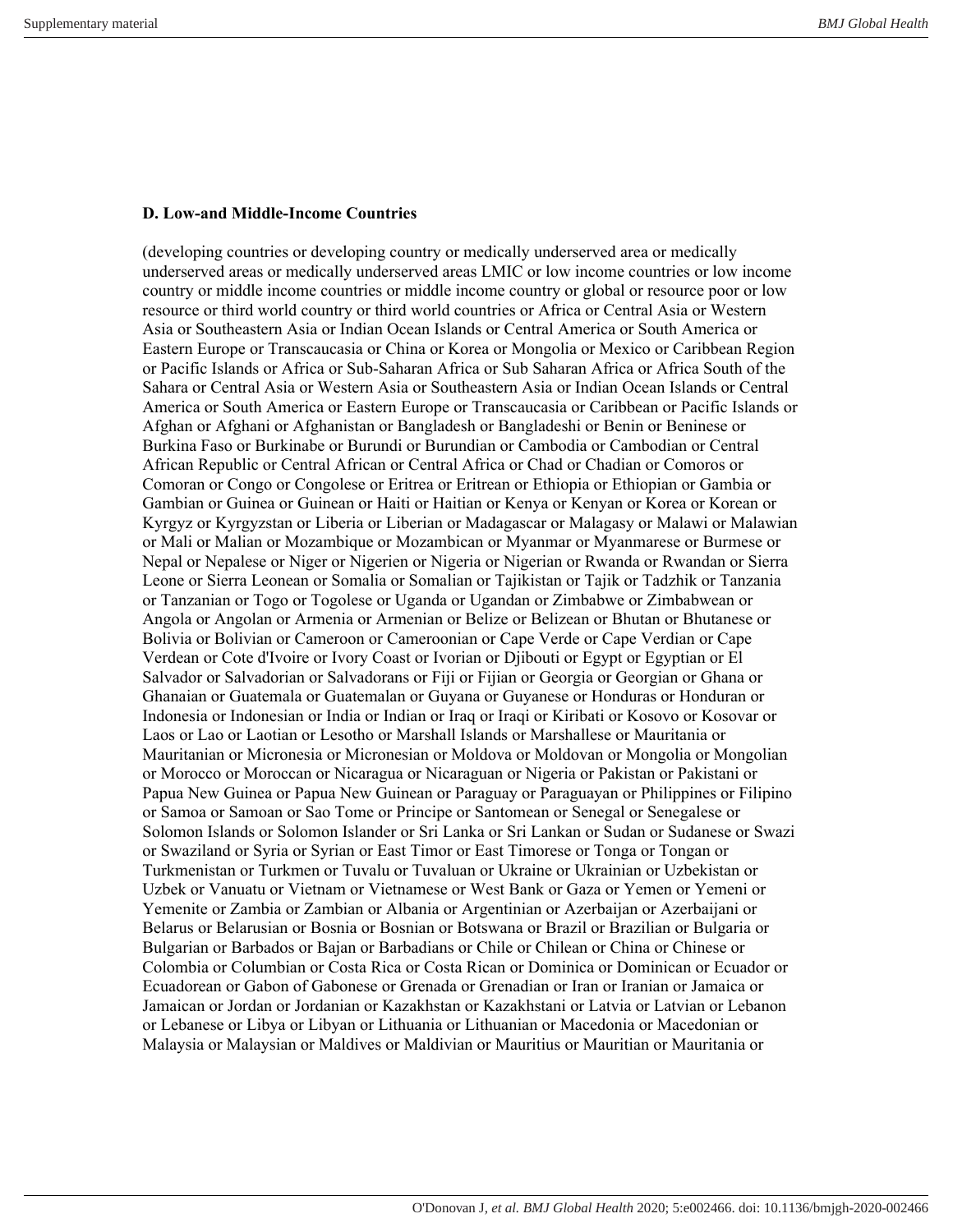**D. Low-and Middle-Income Countries**

(developing countries or developing country or medically underserved area or medically underserved areas or medically underserved areas LMIC or low income countries or low income country or middle income countries or middle income country or global or resource poor or low resource or third world country or third world countries or Africa or Central Asia or Western Asia or Southeastern Asia or Indian Ocean Islands or Central America or South America or Eastern Europe or Transcaucasia or China or Korea or Mongolia or Mexico or Caribbean Region or Pacific Islands or Africa or Sub-Saharan Africa or Sub Saharan Africa or Africa South of the Sahara or Central Asia or Western Asia or Southeastern Asia or Indian Ocean Islands or Central America or South America or Eastern Europe or Transcaucasia or Caribbean or Pacific Islands or Afghan or Afghani or Afghanistan or Bangladesh or Bangladeshi or Benin or Beninese or Burkina Faso or Burkinabe or Burundi or Burundian or Cambodia or Cambodian or Central African Republic or Central African or Central Africa or Chad or Chadian or Comoros or Comoran or Congo or Congolese or Eritrea or Eritrean or Ethiopia or Ethiopian or Gambia or Gambian or Guinea or Guinean or Haiti or Haitian or Kenya or Kenyan or Korea or Korean or Kyrgyz or Kyrgyzstan or Liberia or Liberian or Madagascar or Malagasy or Malawi or Malawian or Mali or Malian or Mozambique or Mozambican or Myanmar or Myanmarese or Burmese or Nepal or Nepalese or Niger or Nigerien or Nigeria or Nigerian or Rwanda or Rwandan or Sierra Leone or Sierra Leonean or Somalia or Somalian or Tajikistan or Tajik or Tadzhik or Tanzania or Tanzanian or Togo or Togolese or Uganda or Ugandan or Zimbabwe or Zimbabwean or Angola or Angolan or Armenia or Armenian or Belize or Belizean or Bhutan or Bhutanese or Bolivia or Bolivian or Cameroon or Cameroonian or Cape Verde or Cape Verdian or Cape Verdean or Cote d'Ivoire or Ivory Coast or Ivorian or Djibouti or Egypt or Egyptian or El Salvador or Salvadorian or Salvadorans or Fiji or Fijian or Georgia or Georgian or Ghana or Ghanaian or Guatemala or Guatemalan or Guyana or Guyanese or Honduras or Honduran or Indonesia or Indonesian or India or Indian or Iraq or Iraqi or Kiribati or Kosovo or Kosovar or Laos or Lao or Laotian or Lesotho or Marshall Islands or Marshallese or Mauritania or Mauritanian or Micronesia or Micronesian or Moldova or Moldovan or Mongolia or Mongolian or Morocco or Moroccan or Nicaragua or Nicaraguan or Nigeria or Pakistan or Pakistani or Papua New Guinea or Papua New Guinean or Paraguay or Paraguayan or Philippines or Filipino or Samoa or Samoan or Sao Tome or Principe or Santomean or Senegal or Senegalese or Solomon Islands or Solomon Islander or Sri Lanka or Sri Lankan or Sudan or Sudanese or Swazi or Swaziland or Syria or Syrian or East Timor or East Timorese or Tonga or Tongan or Turkmenistan or Turkmen or Tuvalu or Tuvaluan or Ukraine or Ukrainian or Uzbekistan or Uzbek or Vanuatu or Vietnam or Vietnamese or West Bank or Gaza or Yemen or Yemeni or Yemenite or Zambia or Zambian or Albania or Argentinian or Azerbaijan or Azerbaijani or Belarus or Belarusian or Bosnia or Bosnian or Botswana or Brazil or Brazilian or Bulgaria or Bulgarian or Barbados or Bajan or Barbadians or Chile or Chilean or China or Chinese or Colombia or Columbian or Costa Rica or Costa Rican or Dominica or Dominican or Ecuador or Ecuadorean or Gabon of Gabonese or Grenada or Grenadian or Iran or Iranian or Jamaica or Jamaican or Jordan or Jordanian or Kazakhstan or Kazakhstani or Latvia or Latvian or Lebanon or Lebanese or Libya or Libyan or Lithuania or Lithuanian or Macedonia or Macedonian or Malaysia or Malaysian or Maldives or Maldivian or Mauritius or Mauritian or Mauritania or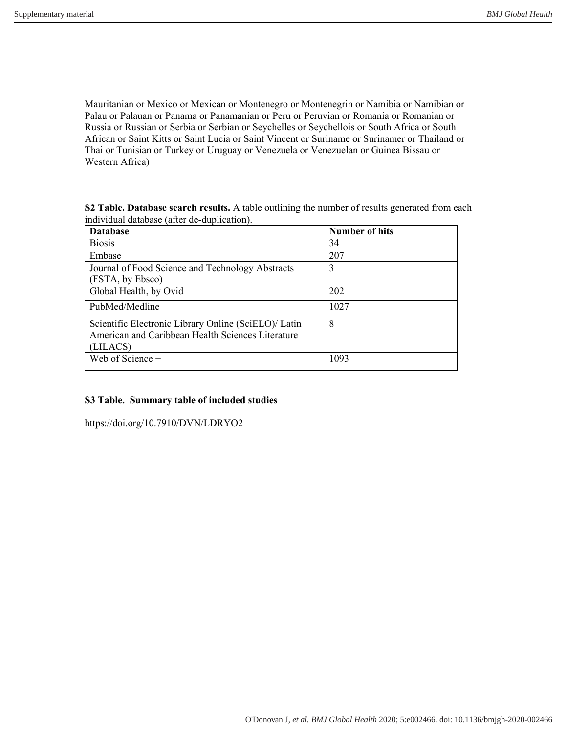Mauritanian or Mexico or Mexican or Montenegro or Montenegrin or Namibia or Namibian or Palau or Palauan or Panama or Panamanian or Peru or Peruvian or Romania or Romanian or Russia or Russian or Serbia or Serbian or Seychelles or Seychellois or South Africa or South African or Saint Kitts or Saint Lucia or Saint Vincent or Suriname or Surinamer or Thailand or Thai or Tunisian or Turkey or Uruguay or Venezuela or Venezuelan or Guinea Bissau or Western Africa)

**S2 Table. Database search results.** A table outlining the number of results generated from each individual database (after de-duplication).

| Database | Number of hits |
|---|---|
| Biosis | 34 |
| Embase | 207 |
| Journal of Food Science and Technology Abstracts (FSTA, by Ebsco) | 3 |
| Global Health, by Ovid | 202 |
| PubMed/Medline | 1027 |
| Scientific Electronic Library Online (SciELO)/ Latin American and Caribbean Health Sciences Literature (LILACS) | 8 |
| Web of Science + | 1093 |

**S3 Table. Summary table of included studies**

https://doi.org/10.7910/DVN/LDRYO2